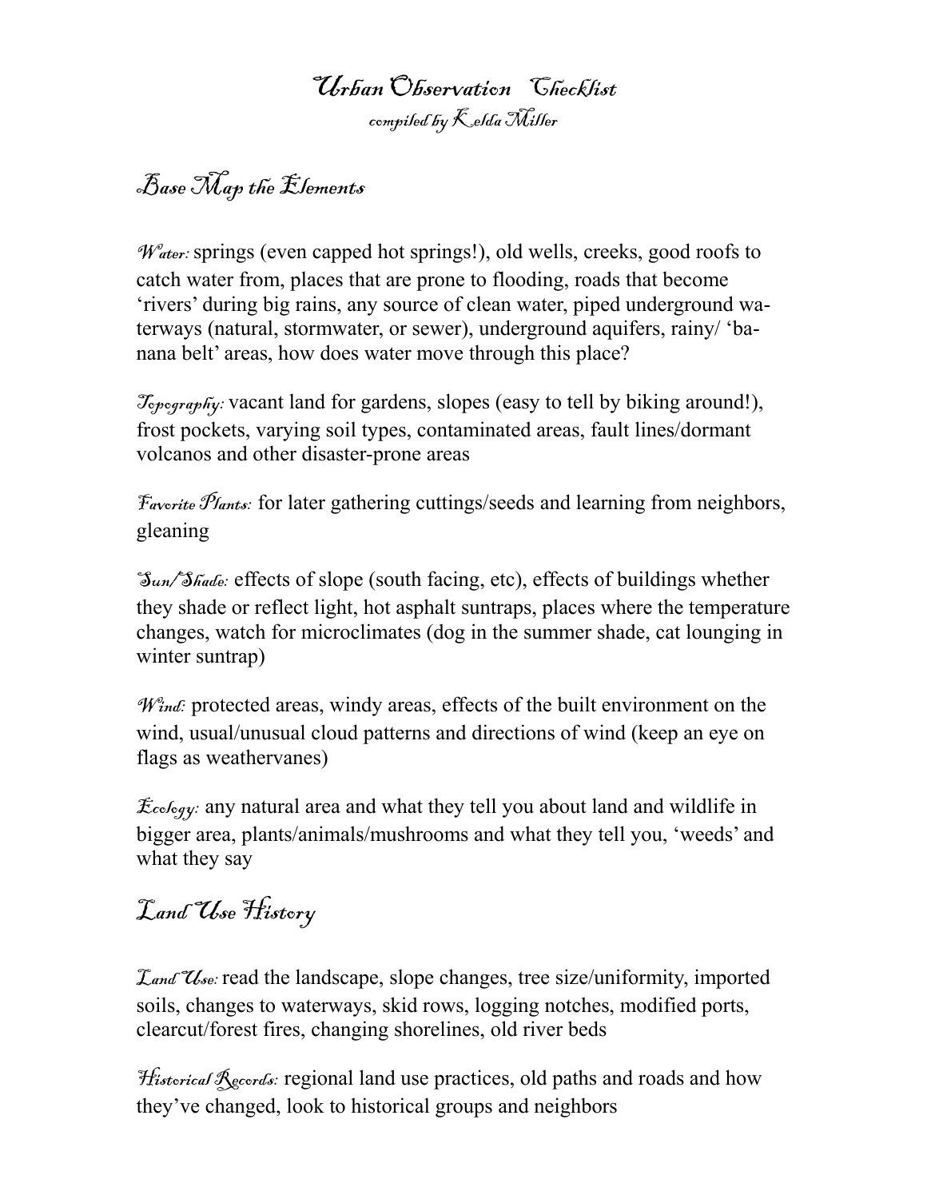# Urban Observation Checklist

compiled by Kelda Miller

## Base Map the Elements

*Water:* springs (even capped hot springs!), old wells, creeks, good roofs to catch water from, places that are prone to flooding, roads that become 'rivers' during big rains, any source of clean water, piped underground waterways (natural, stormwater, or sewer), underground aquifers, rainy/ 'banana belt' areas, how does water move through this place?

*Topography:* vacant land for gardens, slopes (easy to tell by biking around!), frost pockets, varying soil types, contaminated areas, fault lines/dormant volcanos and other disaster-prone areas

*Favorite Plants:* for later gathering cuttings/seeds and learning from neighbors, gleaning

*Sun/Shade:* effects of slope (south facing, etc), effects of buildings whether they shade or reflect light, hot asphalt suntraps, places where the temperature changes, watch for microclimates (dog in the summer shade, cat lounging in winter suntrap)

*Wind:* protected areas, windy areas, effects of the built environment on the wind, usual/unusual cloud patterns and directions of wind (keep an eye on flags as weathervanes)

*Ecology:* any natural area and what they tell you about land and wildlife in bigger area, plants/animals/mushrooms and what they tell you, 'weeds' and what they say

## Land Use History

*Land Use:* read the landscape, slope changes, tree size/uniformity, imported soils, changes to waterways, skid rows, logging notches, modified ports, clearcut/forest fires, changing shorelines, old river beds

*Historical Records:* regional land use practices, old paths and roads and how they've changed, look to historical groups and neighbors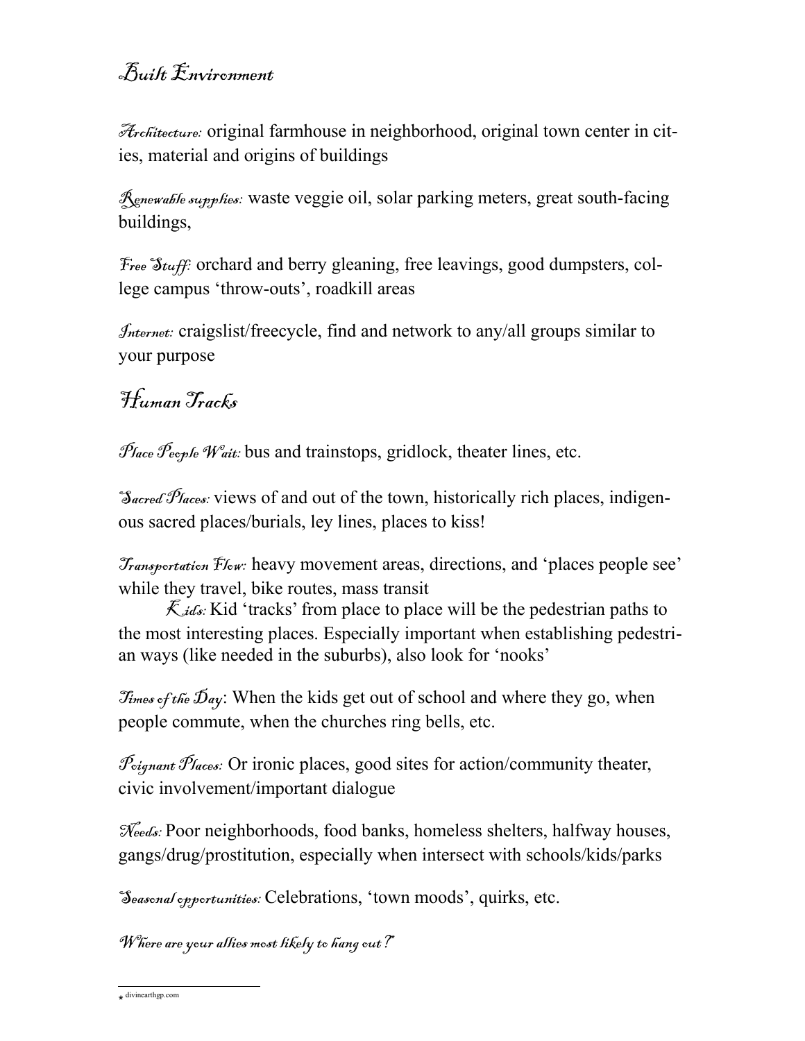## Built Environment

*Architecture:* original farmhouse in neighborhood, original town center in cities, material and origins of buildings

*Renewable supplies:* waste veggie oil, solar parking meters, great south-facing buildings,

*Free Stuff:* orchard and berry gleaning, free leavings, good dumpsters, college campus 'throw-outs', roadkill areas

*Internet:* craigslist/freecycle, find and network to any/all groups similar to your purpose

## Human Tracks

*Place People Wait:* bus and trainstops, gridlock, theater lines, etc.

*Sacred Places:* views of and out of the town, historically rich places, indigenous sacred places/burials, ley lines, places to kiss!

*Transportation Flow:* heavy movement areas, directions, and 'places people see' while they travel, bike routes, mass transit

*Kids:* Kid 'tracks' from place to place will be the pedestrian paths to the most interesting places. Especially important when establishing pedestrian ways (like needed in the suburbs), also look for 'nooks'

*Times of the Day*: When the kids get out of school and where they go, when people commute, when the churches ring bells, etc.

*Poignant Places:* Or ironic places, good sites for action/community theater, civic involvement/important dialogue

*Needs:* Poor neighborhoods, food banks, homeless shelters, halfway houses, gangs/drug/prostitution, especially when intersect with schools/kids/parks

*Seasonal opportunities:* Celebrations, 'town moods', quirks, etc.

*Where are your allies most likely to hang out?*[*]

---

[*] divinearthgp.com